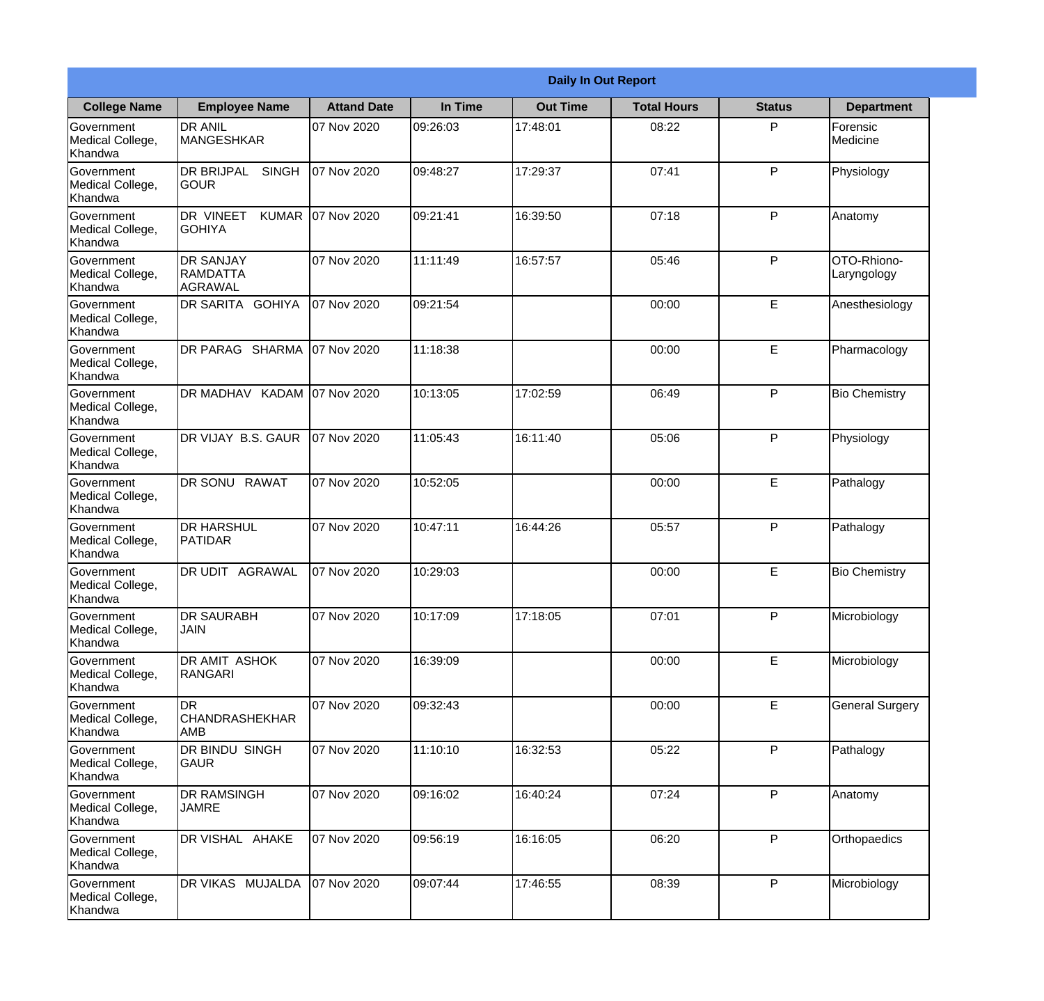| Daily In Out Report | | | | | | | |
|---|---|---|---|---|---|---|---|
| **College Name** | **Employee Name** | **Attand Date** | **In Time** | **Out Time** | **Total Hours** | **Status** | **Department** |
| Government Medical College, Khandwa | DR ANIL MANGESHKAR | 07 Nov 2020 | 09:26:03 | 17:48:01 | 08:22 | P | Forensic Medicine |
| Government Medical College, Khandwa | DR BRIJPAL SINGH GOUR | 07 Nov 2020 | 09:48:27 | 17:29:37 | 07:41 | P | Physiology |
| Government Medical College, Khandwa | DR VINEET KUMAR GOHIYA | 07 Nov 2020 | 09:21:41 | 16:39:50 | 07:18 | P | Anatomy |
| Government Medical College, Khandwa | DR SANJAY RAMDATTA AGRAWAL | 07 Nov 2020 | 11:11:49 | 16:57:57 | 05:46 | P | OTO-Rhiono-Laryngology |
| Government Medical College, Khandwa | DR SARITA GOHIYA | 07 Nov 2020 | 09:21:54 | | 00:00 | E | Anesthesiology |
| Government Medical College, Khandwa | DR PARAG SHARMA | 07 Nov 2020 | 11:18:38 | | 00:00 | E | Pharmacology |
| Government Medical College, Khandwa | DR MADHAV KADAM | 07 Nov 2020 | 10:13:05 | 17:02:59 | 06:49 | P | Bio Chemistry |
| Government Medical College, Khandwa | DR VIJAY B.S. GAUR | 07 Nov 2020 | 11:05:43 | 16:11:40 | 05:06 | P | Physiology |
| Government Medical College, Khandwa | DR SONU RAWAT | 07 Nov 2020 | 10:52:05 | | 00:00 | E | Pathalogy |
| Government Medical College, Khandwa | DR HARSHUL PATIDAR | 07 Nov 2020 | 10:47:11 | 16:44:26 | 05:57 | P | Pathalogy |
| Government Medical College, Khandwa | DR UDIT AGRAWAL | 07 Nov 2020 | 10:29:03 | | 00:00 | E | Bio Chemistry |
| Government Medical College, Khandwa | DR SAURABH JAIN | 07 Nov 2020 | 10:17:09 | 17:18:05 | 07:01 | P | Microbiology |
| Government Medical College, Khandwa | DR AMIT ASHOK RANGARI | 07 Nov 2020 | 16:39:09 | | 00:00 | E | Microbiology |
| Government Medical College, Khandwa | DR CHANDRASHEKHAR AMB | 07 Nov 2020 | 09:32:43 | | 00:00 | E | General Surgery |
| Government Medical College, Khandwa | DR BINDU SINGH GAUR | 07 Nov 2020 | 11:10:10 | 16:32:53 | 05:22 | P | Pathalogy |
| Government Medical College, Khandwa | DR RAMSINGH JAMRE | 07 Nov 2020 | 09:16:02 | 16:40:24 | 07:24 | P | Anatomy |
| Government Medical College, Khandwa | DR VISHAL AHAKE | 07 Nov 2020 | 09:56:19 | 16:16:05 | 06:20 | P | Orthopaedics |
| Government Medical College, Khandwa | DR VIKAS MUJALDA | 07 Nov 2020 | 09:07:44 | 17:46:55 | 08:39 | P | Microbiology |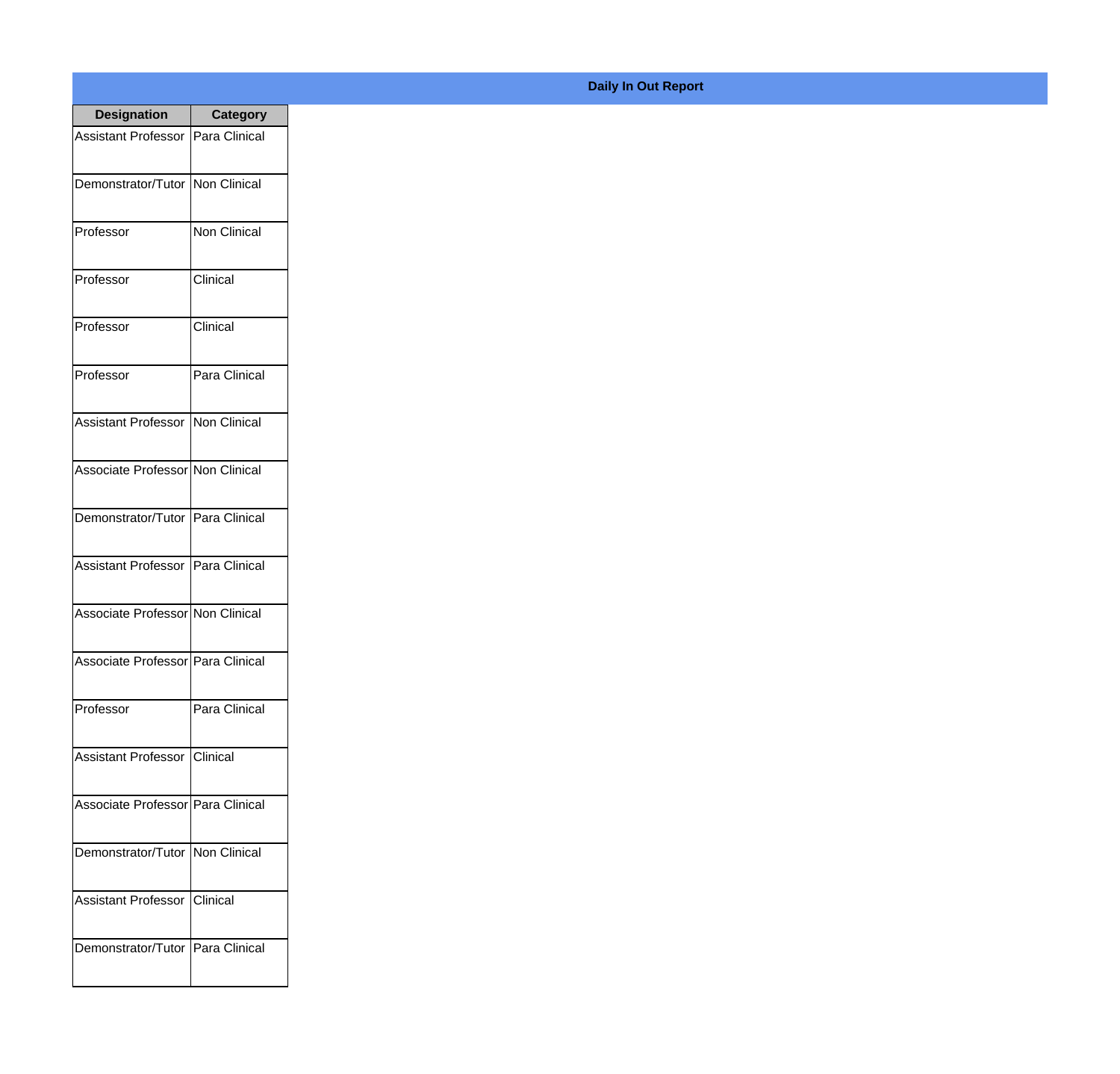## Daily In Out Report

| Designation | Category |
| --- | --- |
| Assistant Professor | Para Clinical |
| Demonstrator/Tutor | Non Clinical |
| Professor | Non Clinical |
| Professor | Clinical |
| Professor | Clinical |
| Professor | Para Clinical |
| Assistant Professor | Non Clinical |
| Associate Professor | Non Clinical |
| Demonstrator/Tutor | Para Clinical |
| Assistant Professor | Para Clinical |
| Associate Professor | Non Clinical |
| Associate Professor | Para Clinical |
| Professor | Para Clinical |
| Assistant Professor | Clinical |
| Associate Professor | Para Clinical |
| Demonstrator/Tutor | Non Clinical |
| Assistant Professor | Clinical |
| Demonstrator/Tutor | Para Clinical |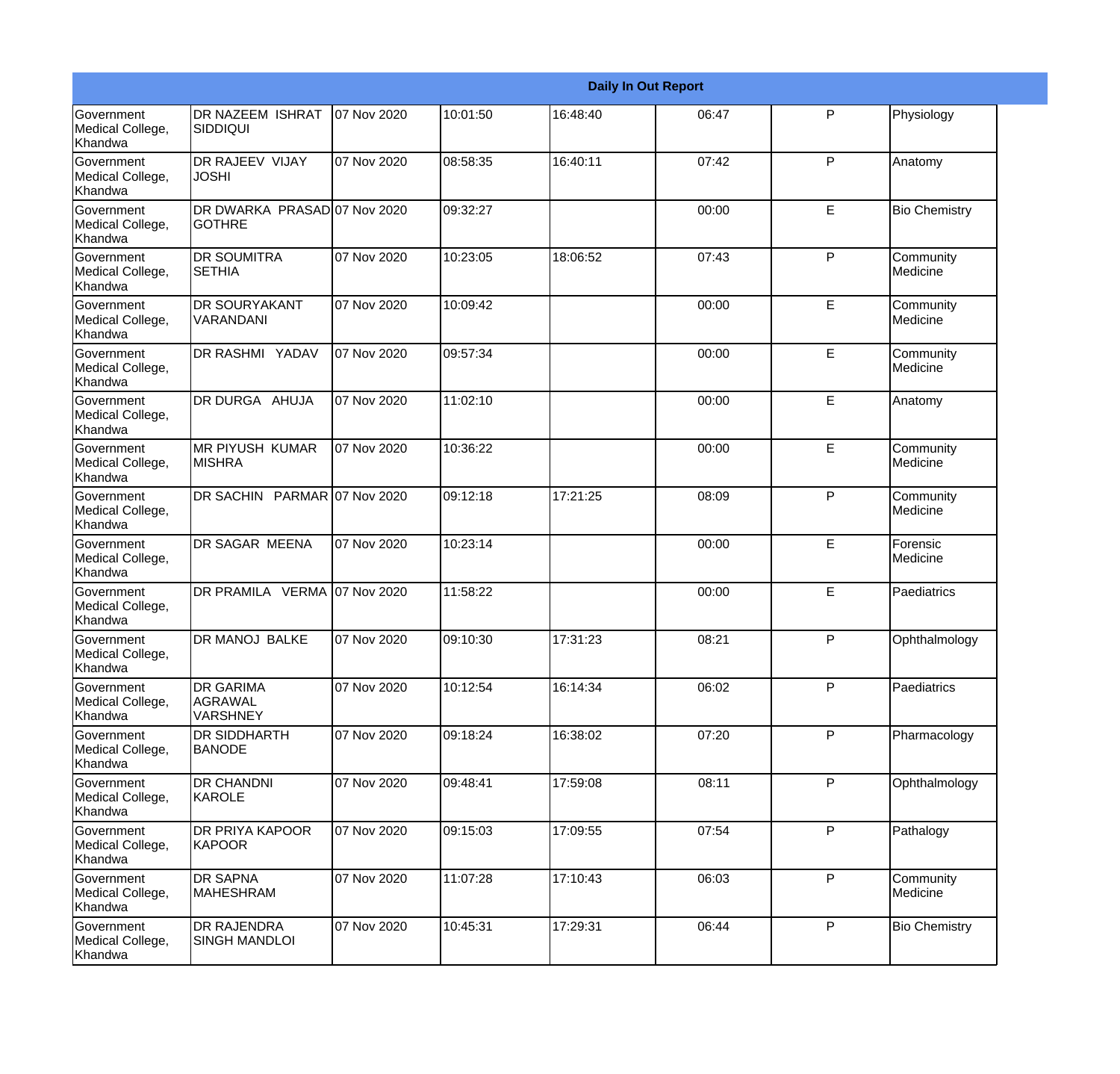| Daily In Out Report | | | | | | | |
|---|---|---|---|---|---|---|---|
| Government Medical College, Khandwa | DR NAZEEM ISHRAT SIDDIQUI | 07 Nov 2020 | 10:01:50 | 16:48:40 | 06:47 | P | Physiology |
| Government Medical College, Khandwa | DR RAJEEV VIJAY JOSHI | 07 Nov 2020 | 08:58:35 | 16:40:11 | 07:42 | P | Anatomy |
| Government Medical College, Khandwa | DR DWARKA PRASAD GOTHRE | 07 Nov 2020 | 09:32:27 | | 00:00 | E | Bio Chemistry |
| Government Medical College, Khandwa | DR SOUMITRA SETHIA | 07 Nov 2020 | 10:23:05 | 18:06:52 | 07:43 | P | Community Medicine |
| Government Medical College, Khandwa | DR SOURYAKANT VARANDANI | 07 Nov 2020 | 10:09:42 | | 00:00 | E | Community Medicine |
| Government Medical College, Khandwa | DR RASHMI YADAV | 07 Nov 2020 | 09:57:34 | | 00:00 | E | Community Medicine |
| Government Medical College, Khandwa | DR DURGA AHUJA | 07 Nov 2020 | 11:02:10 | | 00:00 | E | Anatomy |
| Government Medical College, Khandwa | MR PIYUSH KUMAR MISHRA | 07 Nov 2020 | 10:36:22 | | 00:00 | E | Community Medicine |
| Government Medical College, Khandwa | DR SACHIN PARMAR | 07 Nov 2020 | 09:12:18 | 17:21:25 | 08:09 | P | Community Medicine |
| Government Medical College, Khandwa | DR SAGAR MEENA | 07 Nov 2020 | 10:23:14 | | 00:00 | E | Forensic Medicine |
| Government Medical College, Khandwa | DR PRAMILA VERMA | 07 Nov 2020 | 11:58:22 | | 00:00 | E | Paediatrics |
| Government Medical College, Khandwa | DR MANOJ BALKE | 07 Nov 2020 | 09:10:30 | 17:31:23 | 08:21 | P | Ophthalmology |
| Government Medical College, Khandwa | DR GARIMA AGRAWAL VARSHNEY | 07 Nov 2020 | 10:12:54 | 16:14:34 | 06:02 | P | Paediatrics |
| Government Medical College, Khandwa | DR SIDDHARTH BANODE | 07 Nov 2020 | 09:18:24 | 16:38:02 | 07:20 | P | Pharmacology |
| Government Medical College, Khandwa | DR CHANDNI KAROLE | 07 Nov 2020 | 09:48:41 | 17:59:08 | 08:11 | P | Ophthalmology |
| Government Medical College, Khandwa | DR PRIYA KAPOOR KAPOOR | 07 Nov 2020 | 09:15:03 | 17:09:55 | 07:54 | P | Pathalogy |
| Government Medical College, Khandwa | DR SAPNA MAHESHRAM | 07 Nov 2020 | 11:07:28 | 17:10:43 | 06:03 | P | Community Medicine |
| Government Medical College, Khandwa | DR RAJENDRA SINGH MANDLOI | 07 Nov 2020 | 10:45:31 | 17:29:31 | 06:44 | P | Bio Chemistry |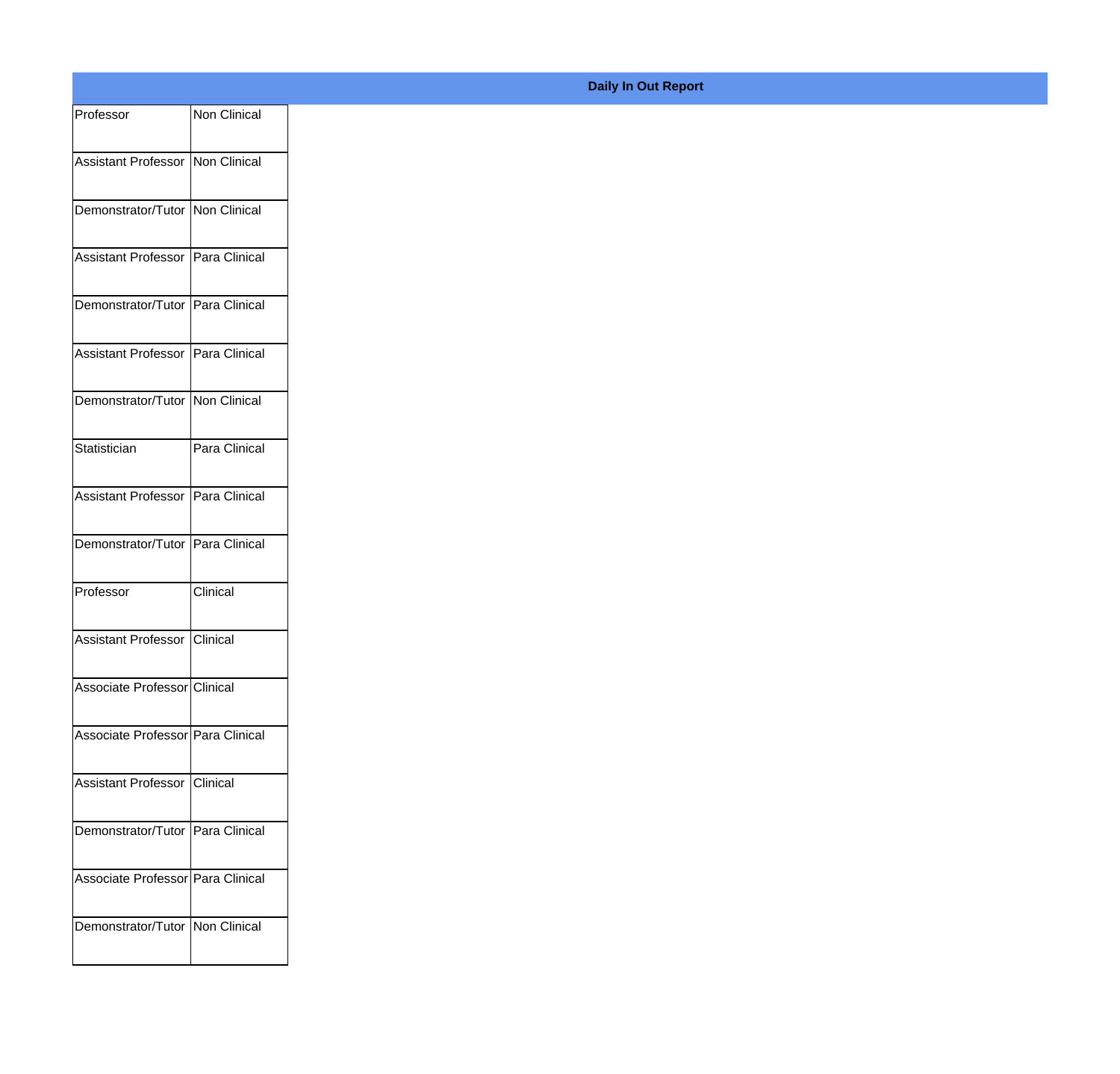**Daily In Out Report**

| | |
|---|---|
| Professor | Non Clinical |
| Assistant Professor | Non Clinical |
| Demonstrator/Tutor | Non Clinical |
| Assistant Professor | Para Clinical |
| Demonstrator/Tutor | Para Clinical |
| Assistant Professor | Para Clinical |
| Demonstrator/Tutor | Non Clinical |
| Statistician | Para Clinical |
| Assistant Professor | Para Clinical |
| Demonstrator/Tutor | Para Clinical |
| Professor | Clinical |
| Assistant Professor | Clinical |
| Associate Professor | Clinical |
| Associate Professor | Para Clinical |
| Assistant Professor | Clinical |
| Demonstrator/Tutor | Para Clinical |
| Associate Professor | Para Clinical |
| Demonstrator/Tutor | Non Clinical |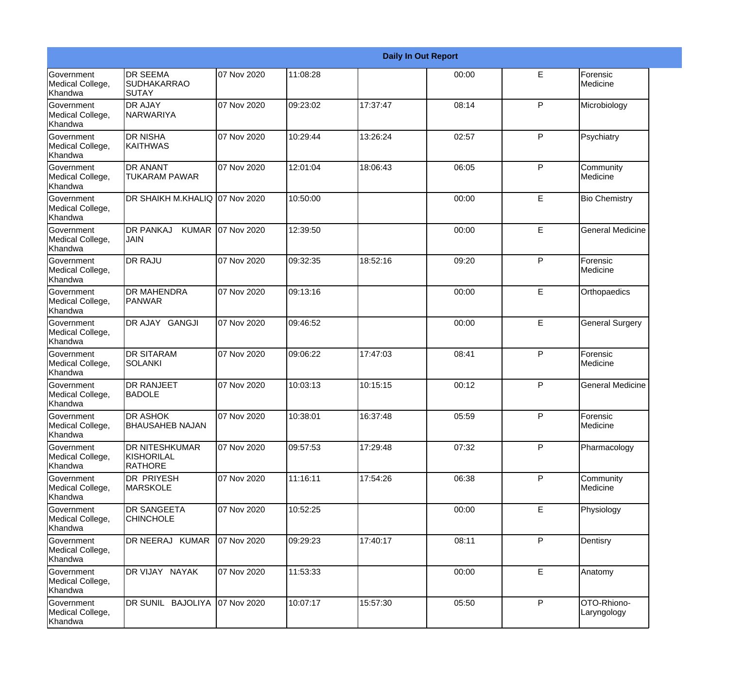| Daily In Out Report | | | | | | | |
|---|---|---|---|---|---|---|---|
| Government Medical College, Khandwa | DR SEEMA SUDHAKARRAO SUTAY | 07 Nov 2020 | 11:08:28 | | 00:00 | E | Forensic Medicine |
| Government Medical College, Khandwa | DR AJAY NARWARIYA | 07 Nov 2020 | 09:23:02 | 17:37:47 | 08:14 | P | Microbiology |
| Government Medical College, Khandwa | DR NISHA KAITHWAS | 07 Nov 2020 | 10:29:44 | 13:26:24 | 02:57 | P | Psychiatry |
| Government Medical College, Khandwa | DR ANANT TUKARAM PAWAR | 07 Nov 2020 | 12:01:04 | 18:06:43 | 06:05 | P | Community Medicine |
| Government Medical College, Khandwa | DR SHAIKH M.KHALIQ | 07 Nov 2020 | 10:50:00 | | 00:00 | E | Bio Chemistry |
| Government Medical College, Khandwa | DR PANKAJ KUMAR JAIN | 07 Nov 2020 | 12:39:50 | | 00:00 | E | General Medicine |
| Government Medical College, Khandwa | DR RAJU | 07 Nov 2020 | 09:32:35 | 18:52:16 | 09:20 | P | Forensic Medicine |
| Government Medical College, Khandwa | DR MAHENDRA PANWAR | 07 Nov 2020 | 09:13:16 | | 00:00 | E | Orthopaedics |
| Government Medical College, Khandwa | DR AJAY GANGJI | 07 Nov 2020 | 09:46:52 | | 00:00 | E | General Surgery |
| Government Medical College, Khandwa | DR SITARAM SOLANKI | 07 Nov 2020 | 09:06:22 | 17:47:03 | 08:41 | P | Forensic Medicine |
| Government Medical College, Khandwa | DR RANJEET BADOLE | 07 Nov 2020 | 10:03:13 | 10:15:15 | 00:12 | P | General Medicine |
| Government Medical College, Khandwa | DR ASHOK BHAUSAHEB NAJAN | 07 Nov 2020 | 10:38:01 | 16:37:48 | 05:59 | P | Forensic Medicine |
| Government Medical College, Khandwa | DR NITESHKUMAR KISHORILAL RATHORE | 07 Nov 2020 | 09:57:53 | 17:29:48 | 07:32 | P | Pharmacology |
| Government Medical College, Khandwa | DR PRIYESH MARSKOLE | 07 Nov 2020 | 11:16:11 | 17:54:26 | 06:38 | P | Community Medicine |
| Government Medical College, Khandwa | DR SANGEETA CHINCHOLE | 07 Nov 2020 | 10:52:25 | | 00:00 | E | Physiology |
| Government Medical College, Khandwa | DR NEERAJ KUMAR | 07 Nov 2020 | 09:29:23 | 17:40:17 | 08:11 | P | Dentisry |
| Government Medical College, Khandwa | DR VIJAY NAYAK | 07 Nov 2020 | 11:53:33 | | 00:00 | E | Anatomy |
| Government Medical College, Khandwa | DR SUNIL BAJOLIYA | 07 Nov 2020 | 10:07:17 | 15:57:30 | 05:50 | P | OTO-Rhiono-Laryngology |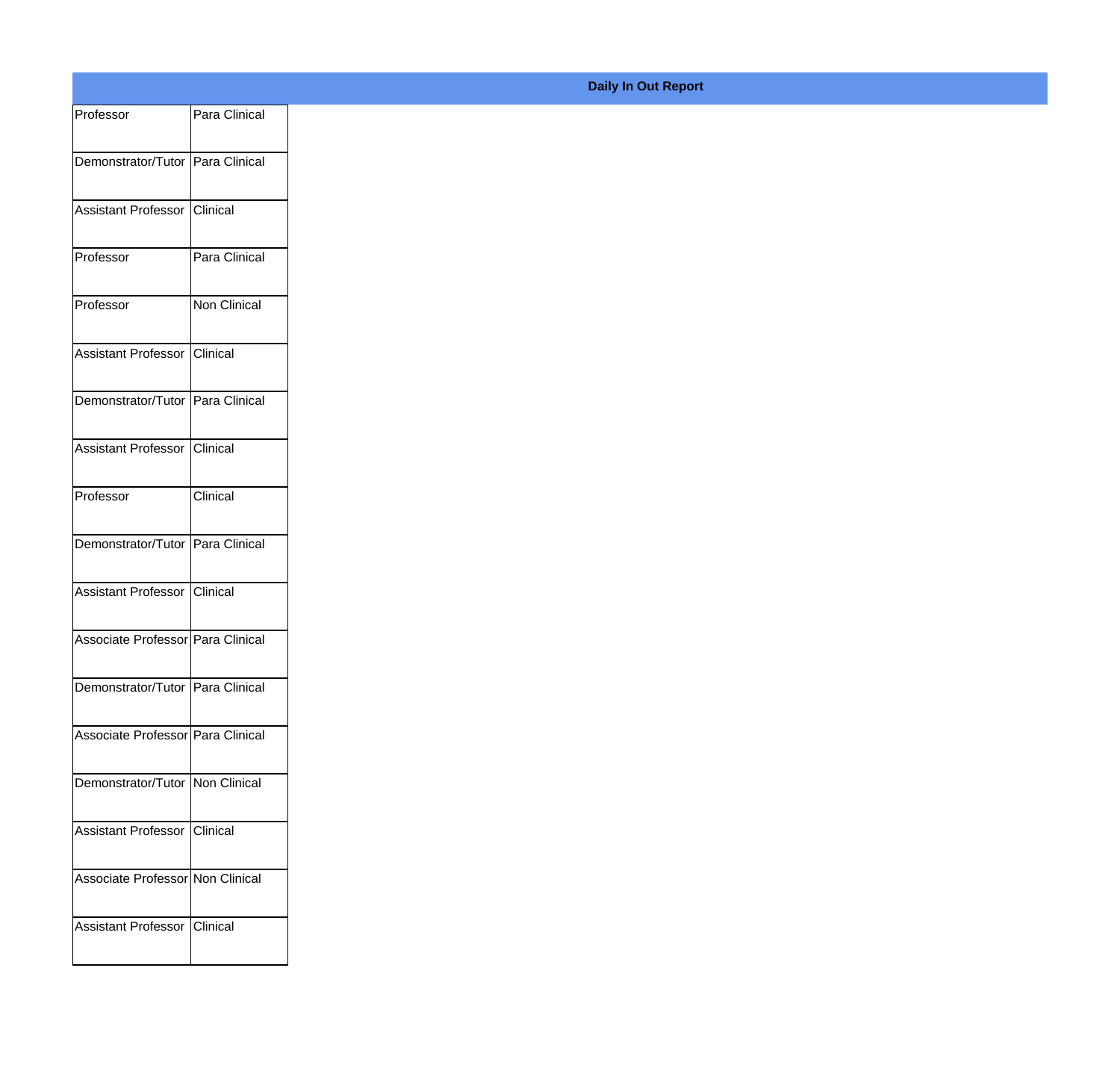**Daily In Out Report**

| | |
|---|---|
| Professor | Para Clinical |
| Demonstrator/Tutor | Para Clinical |
| Assistant Professor | Clinical |
| Professor | Para Clinical |
| Professor | Non Clinical |
| Assistant Professor | Clinical |
| Demonstrator/Tutor | Para Clinical |
| Assistant Professor | Clinical |
| Professor | Clinical |
| Demonstrator/Tutor | Para Clinical |
| Assistant Professor | Clinical |
| Associate Professor | Para Clinical |
| Demonstrator/Tutor | Para Clinical |
| Associate Professor | Para Clinical |
| Demonstrator/Tutor | Non Clinical |
| Assistant Professor | Clinical |
| Associate Professor | Non Clinical |
| Assistant Professor | Clinical |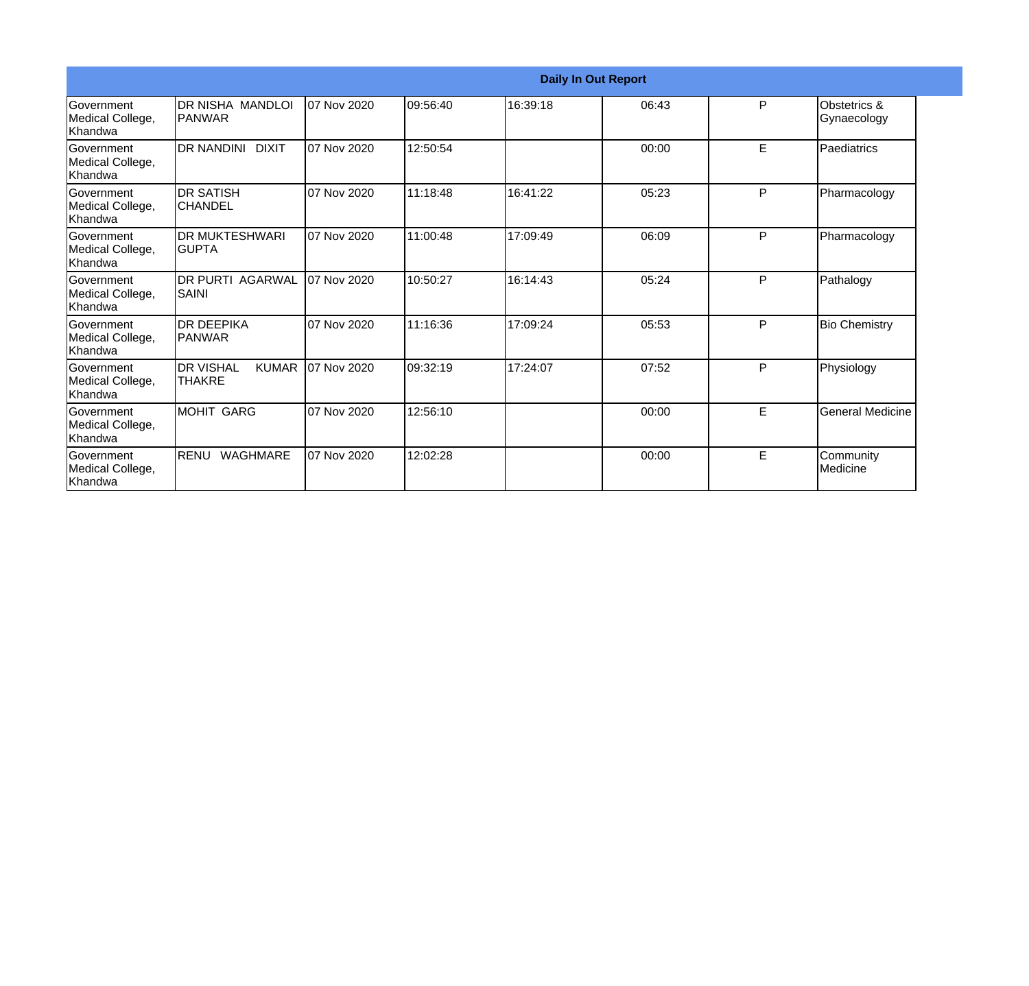**Daily In Out Report**

| | | | | | | | |
|---|---|---|---|---|---|---|---|
| Government Medical College, Khandwa | DR NISHA MANDLOI PANWAR | 07 Nov 2020 | 09:56:40 | 16:39:18 | 06:43 | P | Obstetrics & Gynaecology |
| Government Medical College, Khandwa | DR NANDINI DIXIT | 07 Nov 2020 | 12:50:54 | | 00:00 | E | Paediatrics |
| Government Medical College, Khandwa | DR SATISH CHANDEL | 07 Nov 2020 | 11:18:48 | 16:41:22 | 05:23 | P | Pharmacology |
| Government Medical College, Khandwa | DR MUKTESHWARI GUPTA | 07 Nov 2020 | 11:00:48 | 17:09:49 | 06:09 | P | Pharmacology |
| Government Medical College, Khandwa | DR PURTI AGARWAL SAINI | 07 Nov 2020 | 10:50:27 | 16:14:43 | 05:24 | P | Pathalogy |
| Government Medical College, Khandwa | DR DEEPIKA PANWAR | 07 Nov 2020 | 11:16:36 | 17:09:24 | 05:53 | P | Bio Chemistry |
| Government Medical College, Khandwa | DR VISHAL KUMAR THAKRE | 07 Nov 2020 | 09:32:19 | 17:24:07 | 07:52 | P | Physiology |
| Government Medical College, Khandwa | MOHIT GARG | 07 Nov 2020 | 12:56:10 | | 00:00 | E | General Medicine |
| Government Medical College, Khandwa | RENU WAGHMARE | 07 Nov 2020 | 12:02:28 | | 00:00 | E | Community Medicine |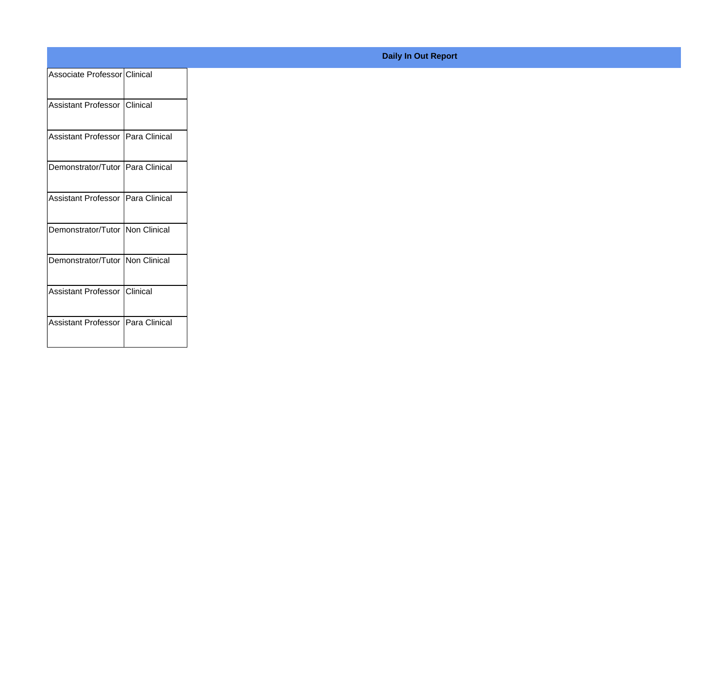**Daily In Out Report**

| | |
|---|---|
| Associate Professor | Clinical |
| Assistant Professor | Clinical |
| Assistant Professor | Para Clinical |
| Demonstrator/Tutor | Para Clinical |
| Assistant Professor | Para Clinical |
| Demonstrator/Tutor | Non Clinical |
| Demonstrator/Tutor | Non Clinical |
| Assistant Professor | Clinical |
| Assistant Professor | Para Clinical |